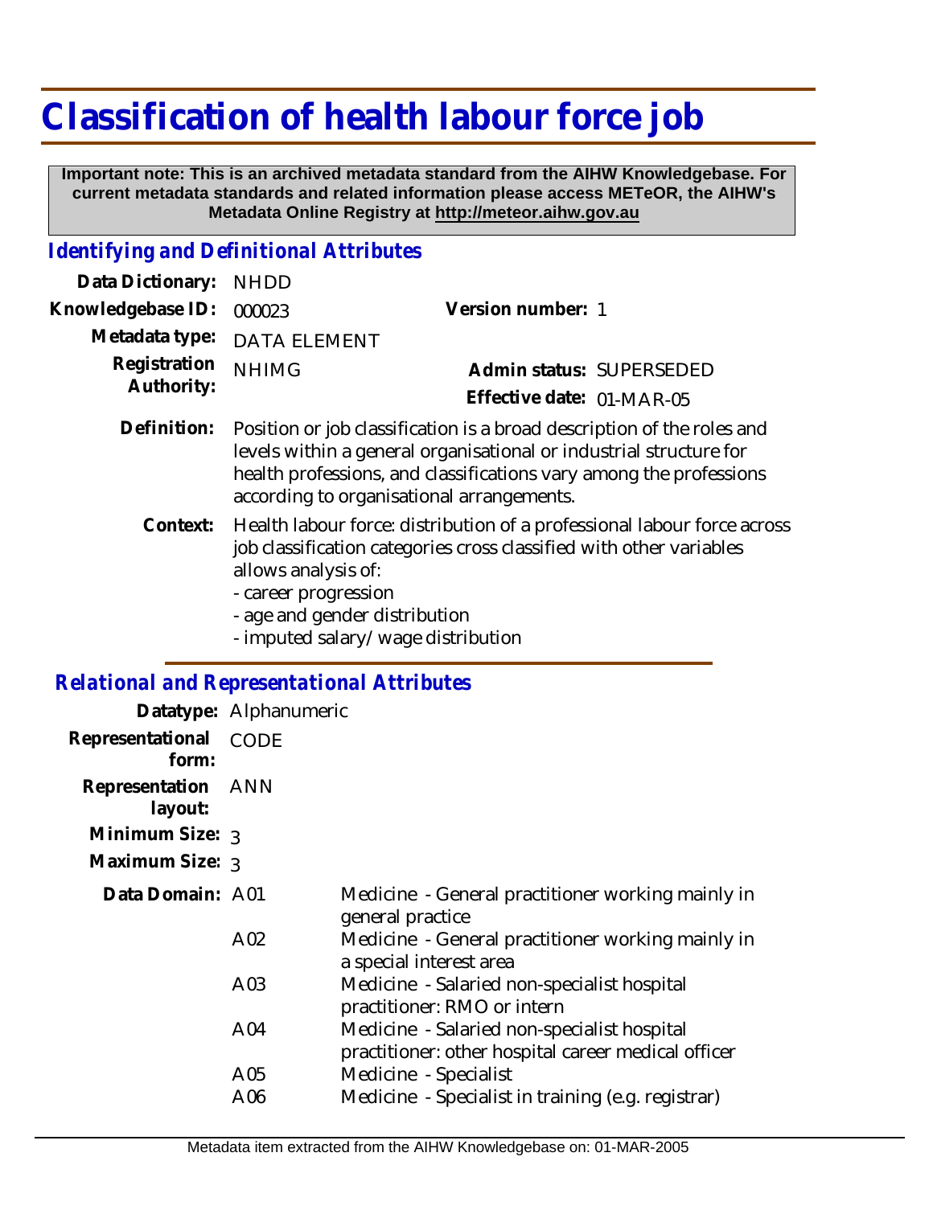# Classification of health labour force job

**Important note: This is an archived metadata standard from the AIHW Knowledgebase. For current metadata standards and related information please access METeOR, the AIHW's Metadata Online Registry at http://meteor.aihw.gov.au**

## *Identifying and Definitional Attributes*

| | | | |
|---|---|---|---|
| **Data Dictionary:** | NHDD | | |
| **Knowledgebase ID:** | 000023 | **Version number:** | 1 |
| **Metadata type:** | DATA ELEMENT | | |
| **Registration Authority:** | NHIMG | **Admin status:** | SUPERSEDED |
| | | **Effective date:** | 01-MAR-05 |

**Definition:** Position or job classification is a broad description of the roles and levels within a general organisational or industrial structure for health professions, and classifications vary among the professions according to organisational arrangements.

**Context:** Health labour force: distribution of a professional labour force across job classification categories cross classified with other variables allows analysis of:
- career progression
- age and gender distribution
- imputed salary/wage distribution

## *Relational and Representational Attributes*

**Datatype:** Alphanumeric

**Representational form:** CODE

**Representation layout:** ANN

**Minimum Size:** 3

**Maximum Size:** 3

**Data Domain:**

| Code | Description |
|---|---|
| A01 | Medicine - General practitioner working mainly in general practice |
| A02 | Medicine - General practitioner working mainly in a special interest area |
| A03 | Medicine - Salaried non-specialist hospital practitioner: RMO or intern |
| A04 | Medicine - Salaried non-specialist hospital practitioner: other hospital career medical officer |
| A05 | Medicine - Specialist |
| A06 | Medicine - Specialist in training (e.g. registrar) |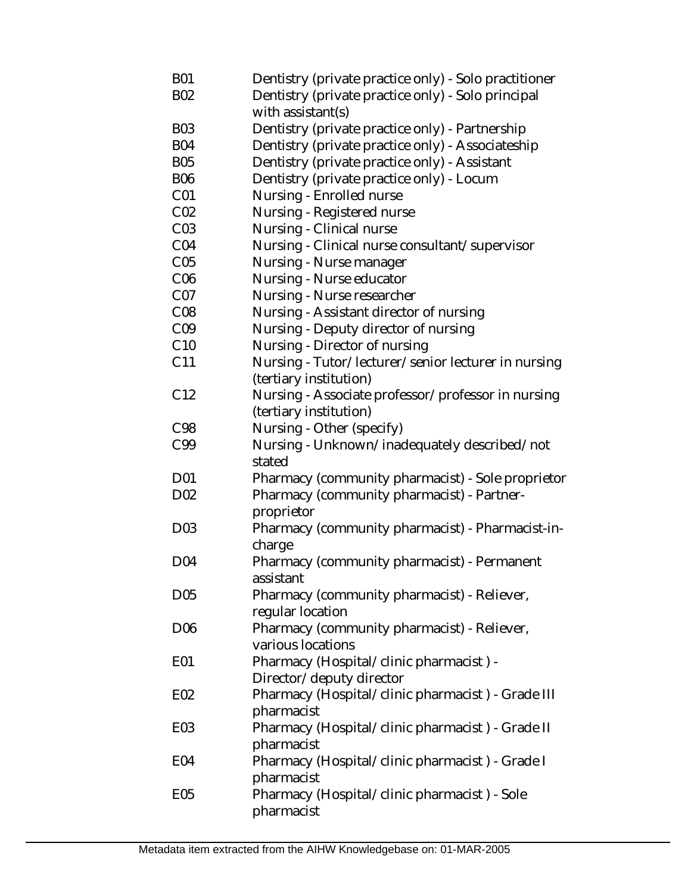| | |
|---|---|
| B01 | Dentistry (private practice only) - Solo practitioner |
| B02 | Dentistry (private practice only) - Solo principal with assistant(s) |
| B03 | Dentistry (private practice only) - Partnership |
| B04 | Dentistry (private practice only) - Associateship |
| B05 | Dentistry (private practice only) - Assistant |
| B06 | Dentistry (private practice only) - Locum |
| C01 | Nursing - Enrolled nurse |
| C02 | Nursing - Registered nurse |
| C03 | Nursing - Clinical nurse |
| C04 | Nursing - Clinical nurse consultant/supervisor |
| C05 | Nursing - Nurse manager |
| C06 | Nursing - Nurse educator |
| C07 | Nursing - Nurse researcher |
| C08 | Nursing - Assistant director of nursing |
| C09 | Nursing - Deputy director of nursing |
| C10 | Nursing - Director of nursing |
| C11 | Nursing - Tutor/lecturer/senior lecturer in nursing (tertiary institution) |
| C12 | Nursing - Associate professor/professor in nursing (tertiary institution) |
| C98 | Nursing - Other (specify) |
| C99 | Nursing - Unknown/inadequately described/not stated |
| D01 | Pharmacy (community pharmacist) - Sole proprietor |
| D02 | Pharmacy (community pharmacist) - Partner-proprietor |
| D03 | Pharmacy (community pharmacist) - Pharmacist-in-charge |
| D04 | Pharmacy (community pharmacist) - Permanent assistant |
| D05 | Pharmacy (community pharmacist) - Reliever, regular location |
| D06 | Pharmacy (community pharmacist) - Reliever, various locations |
| E01 | Pharmacy (Hospital/clinic pharmacist ) - Director/deputy director |
| E02 | Pharmacy (Hospital/clinic pharmacist ) - Grade III pharmacist |
| E03 | Pharmacy (Hospital/clinic pharmacist ) - Grade II pharmacist |
| E04 | Pharmacy (Hospital/clinic pharmacist ) - Grade I pharmacist |
| E05 | Pharmacy (Hospital/clinic pharmacist ) - Sole pharmacist |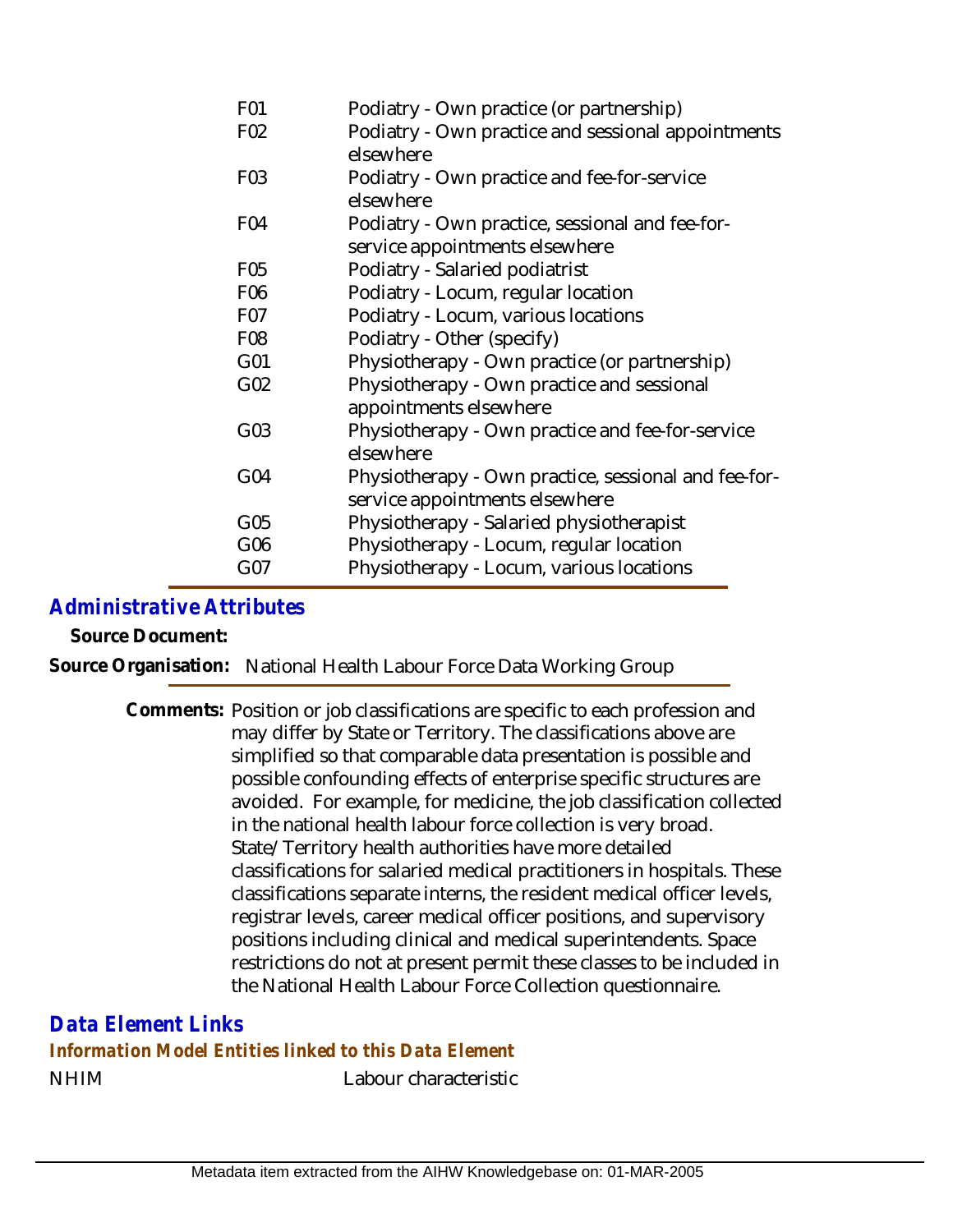| | |
|---|---|
| F01 | Podiatry - Own practice (or partnership) |
| F02 | Podiatry - Own practice and sessional appointments elsewhere |
| F03 | Podiatry - Own practice and fee-for-service elsewhere |
| F04 | Podiatry - Own practice, sessional and fee-for-service appointments elsewhere |
| F05 | Podiatry - Salaried podiatrist |
| F06 | Podiatry - Locum, regular location |
| F07 | Podiatry - Locum, various locations |
| F08 | Podiatry - Other (specify) |
| G01 | Physiotherapy - Own practice (or partnership) |
| G02 | Physiotherapy - Own practice and sessional appointments elsewhere |
| G03 | Physiotherapy - Own practice and fee-for-service elsewhere |
| G04 | Physiotherapy - Own practice, sessional and fee-for-service appointments elsewhere |
| G05 | Physiotherapy - Salaried physiotherapist |
| G06 | Physiotherapy - Locum, regular location |
| G07 | Physiotherapy - Locum, various locations |

## Administrative Attributes

**Source Document:**

**Source Organisation:** National Health Labour Force Data Working Group

**Comments:** Position or job classifications are specific to each profession and may differ by State or Territory. The classifications above are simplified so that comparable data presentation is possible and possible confounding effects of enterprise specific structures are avoided. For example, for medicine, the job classification collected in the national health labour force collection is very broad. State/Territory health authorities have more detailed classifications for salaried medical practitioners in hospitals. These classifications separate interns, the resident medical officer levels, registrar levels, career medical officer positions, and supervisory positions including clinical and medical superintendents. Space restrictions do not at present permit these classes to be included in the National Health Labour Force Collection questionnaire.

## Data Element Links

### Information Model Entities linked to this Data Element

NHIM — Labour characteristic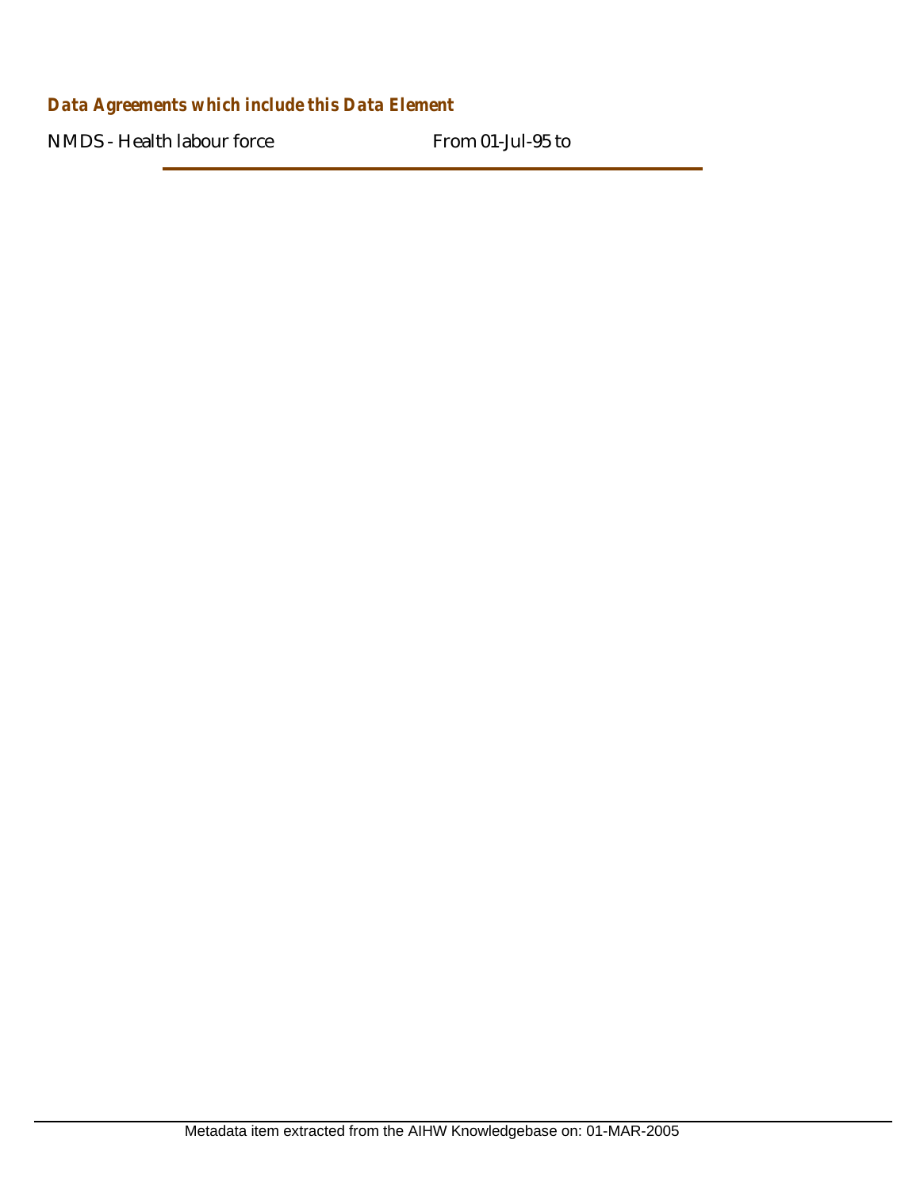### Data Agreements which include this Data Element

| | |
|---|---|
| NMDS - Health labour force | From 01-Jul-95 to |

Metadata item extracted from the AIHW Knowledgebase on: 01-MAR-2005